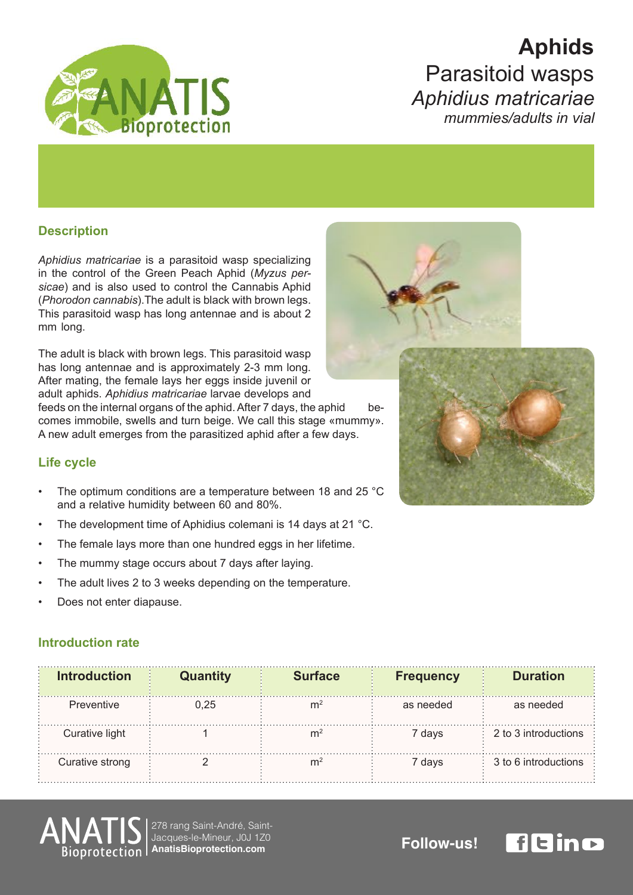# Aphids

## Parasitoid wasps

## *Aphidius matricariae*

*mummies/adults in vial*

### Description

*Aphidius matricariae* is a parasitoid wasp specializing in the control of the Green Peach Aphid (*Myzus persicae*) and is also used to control the Cannabis Aphid (*Phorodon cannabis*).The adult is black with brown legs. This parasitoid wasp has long antennae and is about 2 mm long.

The adult is black with brown legs. This parasitoid wasp has long antennae and is approximately 2-3 mm long. After mating, the female lays her eggs inside juvenil or adult aphids. *Aphidius matricariae* larvae develops and feeds on the internal organs of the aphid. After 7 days, the aphid becomes immobile, swells and turn beige. We call this stage «mummy». A new adult emerges from the parasitized aphid after a few days.

### Life cycle

- The optimum conditions are a temperature between 18 and 25 °C and a relative humidity between 60 and 80%.
- The development time of Aphidius colemani is 14 days at 21 °C.
- The female lays more than one hundred eggs in her lifetime.
- The mummy stage occurs about 7 days after laying.
- The adult lives 2 to 3 weeks depending on the temperature.
- Does not enter diapause.

### Introduction rate

| Introduction | Quantity | Surface | Frequency | Duration |
|---|---|---|---|---|
| Preventive | 0,25 | $m^2$ | as needed | as needed |
| Curative light | 1 | $m^2$ | 7 days | 2 to 3 introductions |
| Curative strong | 2 | $m^2$ | 7 days | 3 to 6 introductions |

ANATIS Bioprotection | 278 rang Saint-André, Saint-Jacques-le-Mineur, J0J 1Z0
**AnatisBioprotection.com**

**Follow-us!**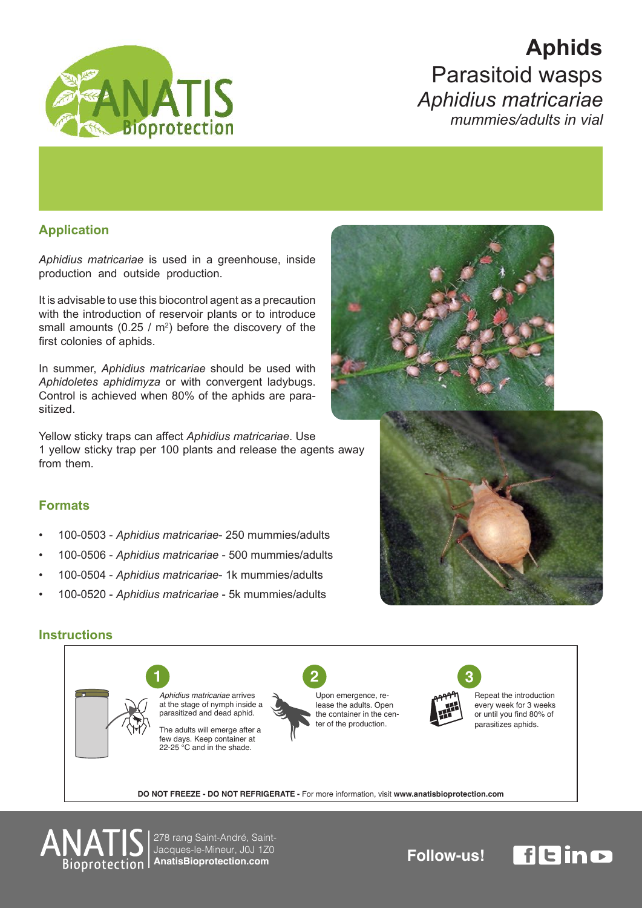# Aphids

## Parasitoid wasps

### *Aphidius matricariae*

*mummies/adults in vial*

## Application

*Aphidius matricariae* is used in a greenhouse, inside production and outside production.

It is advisable to use this biocontrol agent as a precaution with the introduction of reservoir plants or to introduce small amounts (0.25 / m$^2$) before the discovery of the first colonies of aphids.

In summer, *Aphidius matricariae* should be used with *Aphidoletes aphidimyza* or with convergent ladybugs. Control is achieved when 80% of the aphids are parasitized.

Yellow sticky traps can affect *Aphidius matricariae*. Use 1 yellow sticky trap per 100 plants and release the agents away from them.

## Formats

- 100-0503 - *Aphidius matricariae*- 250 mummies/adults
- 100-0506 - *Aphidius matricariae* - 500 mummies/adults
- 100-0504 - *Aphidius matricariae*- 1k mummies/adults
- 100-0520 - *Aphidius matricariae* - 5k mummies/adults

## Instructions

**1** *Aphidius matricariae* arrives at the stage of nymph inside a parasitized and dead aphid.

The adults will emerge after a few days. Keep container at 22-25 °C and in the shade.

**2** Upon emergence, release the adults. Open the container in the center of the production.

**3** Repeat the introduction every week for 3 weeks or until you find 80% of parasitizes aphids.

**DO NOT FREEZE - DO NOT REFRIGERATE -** For more information, visit **www.anatisbioprotection.com**

ANATIS Bioprotection | 278 rang Saint-André, Saint-Jacques-le-Mineur, J0J 1Z0 **AnatisBioprotection.com**

**Follow-us!**